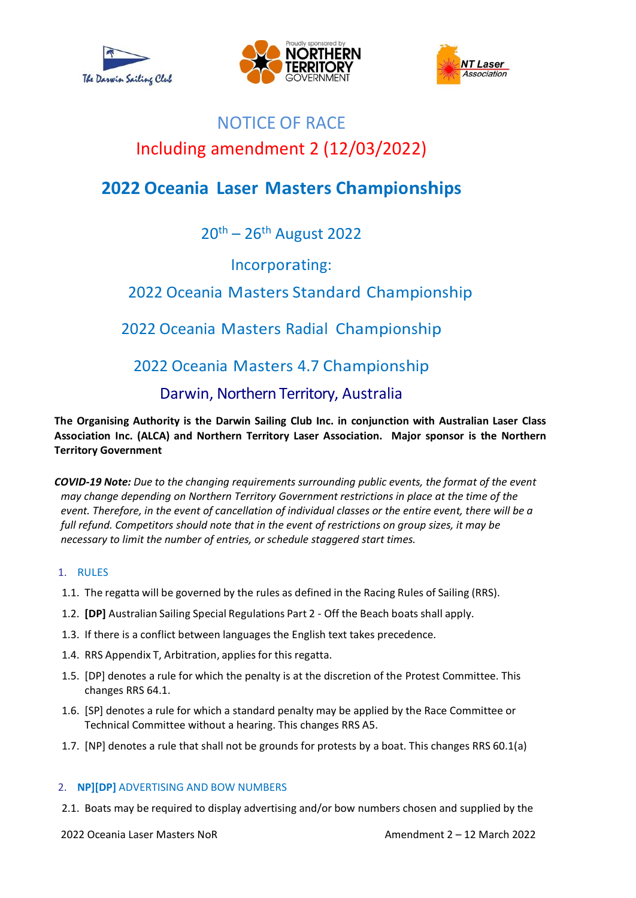# NOTICE OF RACE

## Including amendment 2 (12/03/2022)

# 2022 Oceania Laser Masters Championships

## $20^{th}$ – $26^{th}$ August 2022

## Incorporating:

## 2022 Oceania Masters Standard Championship

## 2022 Oceania Masters Radial Championship

## 2022 Oceania Masters 4.7 Championship

## Darwin, Northern Territory, Australia

**The Organising Authority is the Darwin Sailing Club Inc. in conjunction with Australian Laser Class Association Inc. (ALCA) and Northern Territory Laser Association. Major sponsor is the Northern Territory Government**

***COVID-19 Note:*** *Due to the changing requirements surrounding public events, the format of the event may change depending on Northern Territory Government restrictions in place at the time of the event. Therefore, in the event of cancellation of individual classes or the entire event, there will be a full refund. Competitors should note that in the event of restrictions on group sizes, it may be necessary to limit the number of entries, or schedule staggered start times.*

### 1. RULES

1.1. The regatta will be governed by the rules as defined in the Racing Rules of Sailing (RRS).

1.2. **[DP]** Australian Sailing Special Regulations Part 2 - Off the Beach boats shall apply.

1.3. If there is a conflict between languages the English text takes precedence.

1.4. RRS Appendix T, Arbitration, applies for this regatta.

1.5. [DP] denotes a rule for which the penalty is at the discretion of the Protest Committee. This changes RRS 64.1.

1.6. [SP] denotes a rule for which a standard penalty may be applied by the Race Committee or Technical Committee without a hearing. This changes RRS A5.

1.7. [NP] denotes a rule that shall not be grounds for protests by a boat. This changes RRS 60.1(a)

### 2. NP][DP] ADVERTISING AND BOW NUMBERS

2.1. Boats may be required to display advertising and/or bow numbers chosen and supplied by the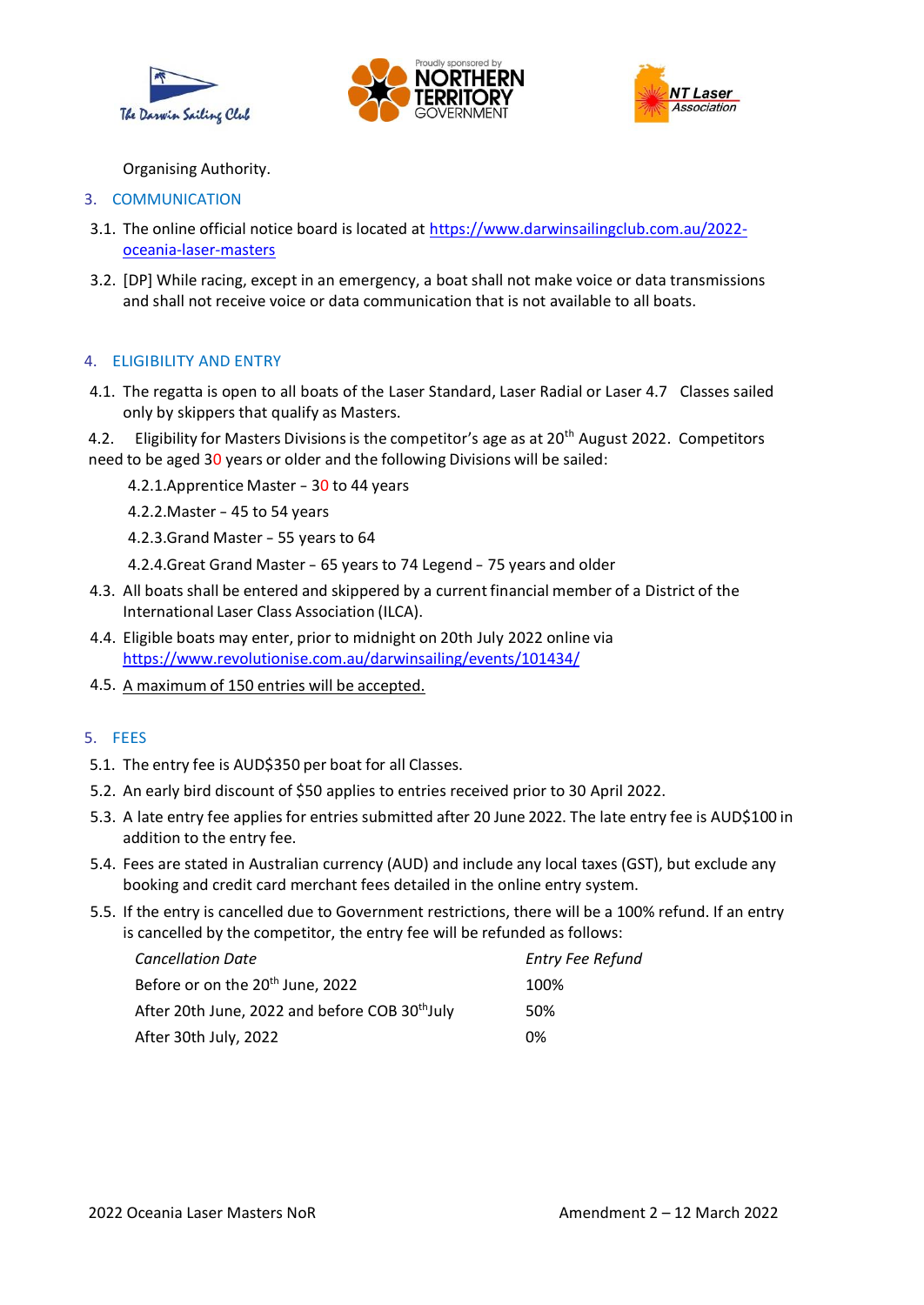Organising Authority.

## 3. COMMUNICATION

3.1. The online official notice board is located at [https://www.darwinsailingclub.com.au/2022-oceania-laser-masters](https://www.darwinsailingclub.com.au/2022-oceania-laser-masters)

3.2. [DP] While racing, except in an emergency, a boat shall not make voice or data transmissions and shall not receive voice or data communication that is not available to all boats.

## 4. ELIGIBILITY AND ENTRY

4.1. The regatta is open to all boats of the Laser Standard, Laser Radial or Laser 4.7 Classes sailed only by skippers that qualify as Masters.

4.2. Eligibility for Masters Divisions is the competitor's age as at 20th August 2022. Competitors need to be aged 30 years or older and the following Divisions will be sailed:

- 4.2.1. Apprentice Master – 30 to 44 years
- 4.2.2. Master – 45 to 54 years
- 4.2.3. Grand Master – 55 years to 64
- 4.2.4. Great Grand Master – 65 years to 74 Legend – 75 years and older

4.3. All boats shall be entered and skippered by a current financial member of a District of the International Laser Class Association (ILCA).

4.4. Eligible boats may enter, prior to midnight on 20th July 2022 online via [https://www.revolutionise.com.au/darwinsailing/events/101434/](https://www.revolutionise.com.au/darwinsailing/events/101434/)

4.5. A maximum of 150 entries will be accepted.

## 5. FEES

5.1. The entry fee is AUD$350 per boat for all Classes.

5.2. An early bird discount of $50 applies to entries received prior to 30 April 2022.

5.3. A late entry fee applies for entries submitted after 20 June 2022. The late entry fee is AUD$100 in addition to the entry fee.

5.4. Fees are stated in Australian currency (AUD) and include any local taxes (GST), but exclude any booking and credit card merchant fees detailed in the online entry system.

5.5. If the entry is cancelled due to Government restrictions, there will be a 100% refund. If an entry is cancelled by the competitor, the entry fee will be refunded as follows:

| *Cancellation Date* | *Entry Fee Refund* |
|---|---|
| Before or on the 20th June, 2022 | 100% |
| After 20th June, 2022 and before COB 30th July | 50% |
| After 30th July, 2022 | 0% |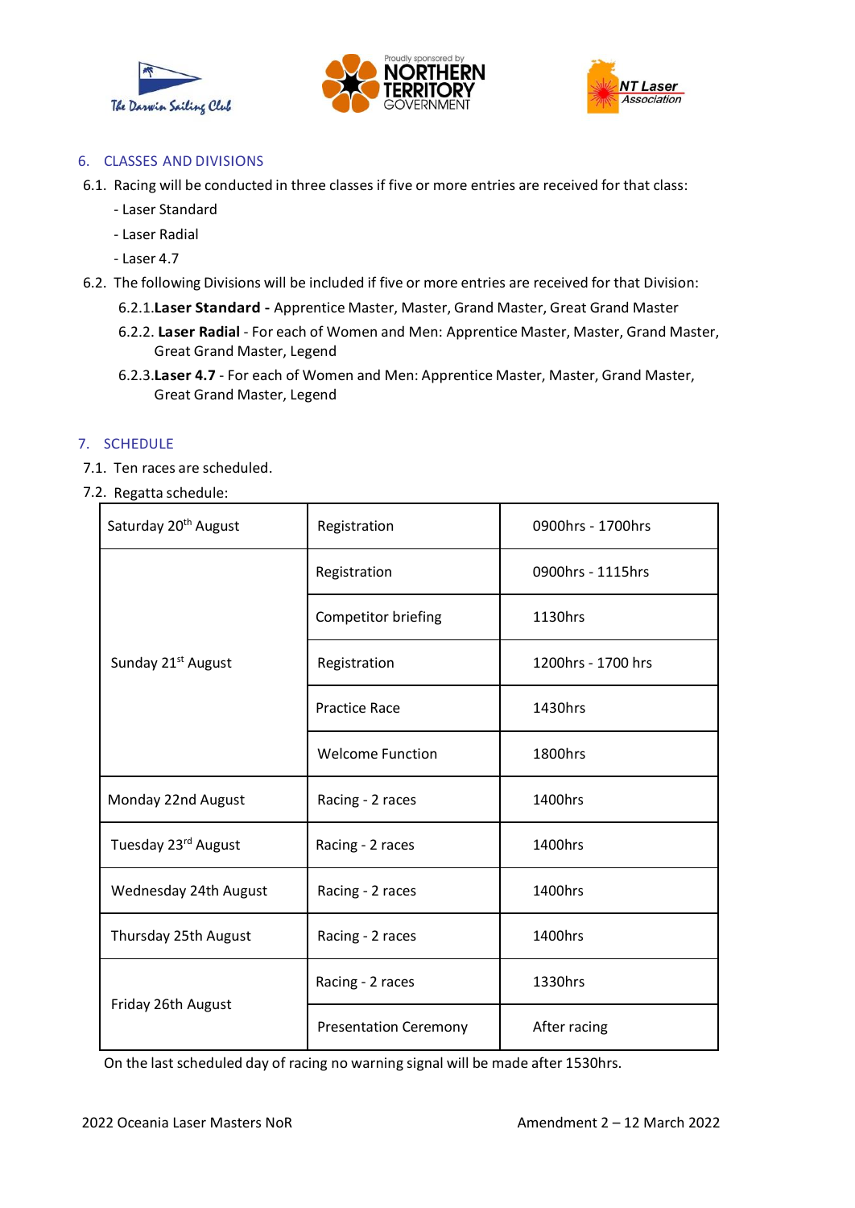## 6. CLASSES AND DIVISIONS

6.1. Racing will be conducted in three classes if five or more entries are received for that class:

- Laser Standard
- Laser Radial
- Laser 4.7

6.2. The following Divisions will be included if five or more entries are received for that Division:

6.2.1. **Laser Standard -** Apprentice Master, Master, Grand Master, Great Grand Master

6.2.2. **Laser Radial** - For each of Women and Men: Apprentice Master, Master, Grand Master, Great Grand Master, Legend

6.2.3. **Laser 4.7** - For each of Women and Men: Apprentice Master, Master, Grand Master, Great Grand Master, Legend

## 7. SCHEDULE

7.1. Ten races are scheduled.

7.2. Regatta schedule:

| | | |
|---|---|---|
| Saturday 20th August | Registration | 0900hrs - 1700hrs |
| Sunday 21st August | Registration | 0900hrs - 1115hrs |
| | Competitor briefing | 1130hrs |
| | Registration | 1200hrs - 1700 hrs |
| | Practice Race | 1430hrs |
| | Welcome Function | 1800hrs |
| Monday 22nd August | Racing - 2 races | 1400hrs |
| Tuesday 23rd August | Racing - 2 races | 1400hrs |
| Wednesday 24th August | Racing - 2 races | 1400hrs |
| Thursday 25th August | Racing - 2 races | 1400hrs |
| Friday 26th August | Racing - 2 races | 1330hrs |
| | Presentation Ceremony | After racing |

On the last scheduled day of racing no warning signal will be made after 1530hrs.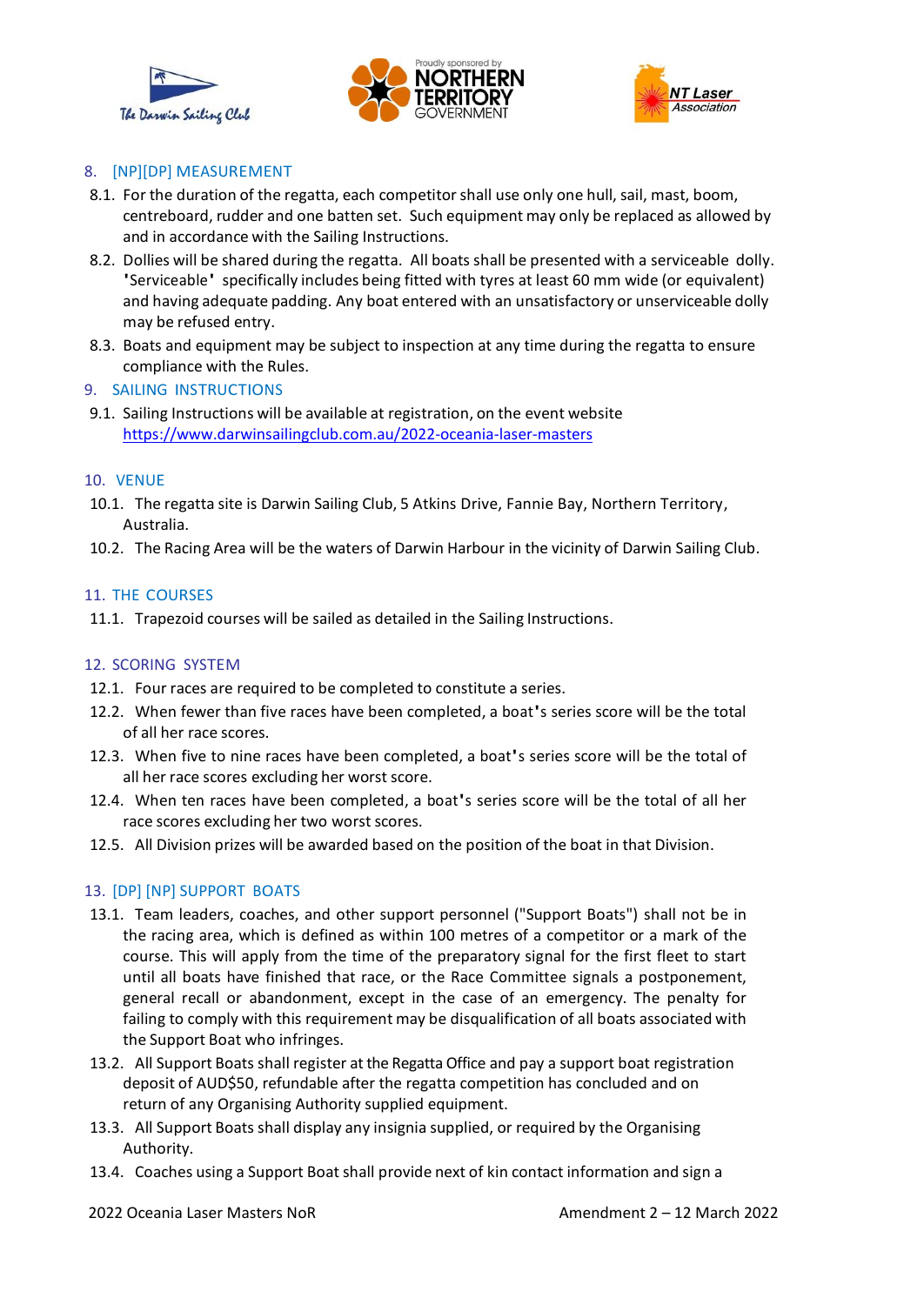## 8. [NP][DP] MEASUREMENT

8.1. For the duration of the regatta, each competitor shall use only one hull, sail, mast, boom, centreboard, rudder and one batten set. Such equipment may only be replaced as allowed by and in accordance with the Sailing Instructions.

8.2. Dollies will be shared during the regatta. All boats shall be presented with a serviceable dolly. 'Serviceable' specifically includes being fitted with tyres at least 60 mm wide (or equivalent) and having adequate padding. Any boat entered with an unsatisfactory or unserviceable dolly may be refused entry.

8.3. Boats and equipment may be subject to inspection at any time during the regatta to ensure compliance with the Rules.

## 9. SAILING INSTRUCTIONS

9.1. Sailing Instructions will be available at registration, on the event website https://www.darwinsailingclub.com.au/2022-oceania-laser-masters

## 10. VENUE

10.1. The regatta site is Darwin Sailing Club, 5 Atkins Drive, Fannie Bay, Northern Territory, Australia.

10.2. The Racing Area will be the waters of Darwin Harbour in the vicinity of Darwin Sailing Club.

## 11. THE COURSES

11.1. Trapezoid courses will be sailed as detailed in the Sailing Instructions.

## 12. SCORING SYSTEM

12.1. Four races are required to be completed to constitute a series.

12.2. When fewer than five races have been completed, a boat's series score will be the total of all her race scores.

12.3. When five to nine races have been completed, a boat's series score will be the total of all her race scores excluding her worst score.

12.4. When ten races have been completed, a boat's series score will be the total of all her race scores excluding her two worst scores.

12.5. All Division prizes will be awarded based on the position of the boat in that Division.

## 13. [DP] [NP] SUPPORT BOATS

13.1. Team leaders, coaches, and other support personnel ("Support Boats") shall not be in the racing area, which is defined as within 100 metres of a competitor or a mark of the course. This will apply from the time of the preparatory signal for the first fleet to start until all boats have finished that race, or the Race Committee signals a postponement, general recall or abandonment, except in the case of an emergency. The penalty for failing to comply with this requirement may be disqualification of all boats associated with the Support Boat who infringes.

13.2. All Support Boats shall register at the Regatta Office and pay a support boat registration deposit of AUD$50, refundable after the regatta competition has concluded and on return of any Organising Authority supplied equipment.

13.3. All Support Boats shall display any insignia supplied, or required by the Organising Authority.

13.4. Coaches using a Support Boat shall provide next of kin contact information and sign a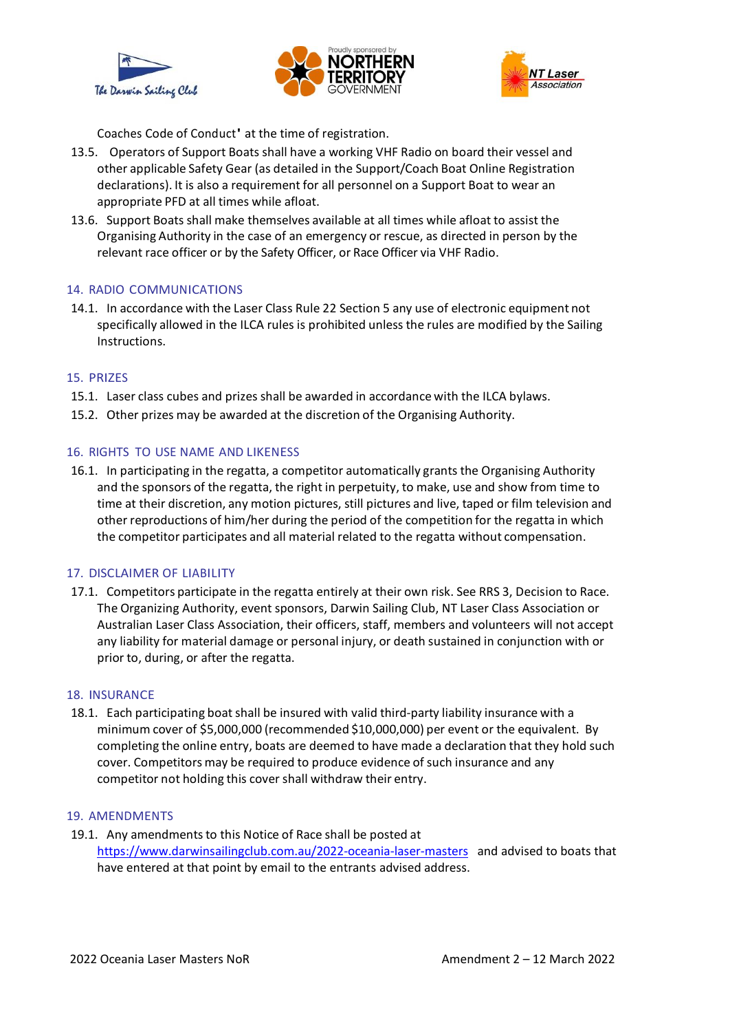Coaches Code of Conduct' at the time of registration.

13.5. Operators of Support Boats shall have a working VHF Radio on board their vessel and other applicable Safety Gear (as detailed in the Support/Coach Boat Online Registration declarations). It is also a requirement for all personnel on a Support Boat to wear an appropriate PFD at all times while afloat.

13.6. Support Boats shall make themselves available at all times while afloat to assist the Organising Authority in the case of an emergency or rescue, as directed in person by the relevant race officer or by the Safety Officer, or Race Officer via VHF Radio.

## 14. RADIO COMMUNICATIONS

14.1. In accordance with the Laser Class Rule 22 Section 5 any use of electronic equipment not specifically allowed in the ILCA rules is prohibited unless the rules are modified by the Sailing Instructions.

## 15. PRIZES

15.1. Laser class cubes and prizes shall be awarded in accordance with the ILCA bylaws.

15.2. Other prizes may be awarded at the discretion of the Organising Authority.

## 16. RIGHTS TO USE NAME AND LIKENESS

16.1. In participating in the regatta, a competitor automatically grants the Organising Authority and the sponsors of the regatta, the right in perpetuity, to make, use and show from time to time at their discretion, any motion pictures, still pictures and live, taped or film television and other reproductions of him/her during the period of the competition for the regatta in which the competitor participates and all material related to the regatta without compensation.

## 17. DISCLAIMER OF LIABILITY

17.1. Competitors participate in the regatta entirely at their own risk. See RRS 3, Decision to Race. The Organizing Authority, event sponsors, Darwin Sailing Club, NT Laser Class Association or Australian Laser Class Association, their officers, staff, members and volunteers will not accept any liability for material damage or personal injury, or death sustained in conjunction with or prior to, during, or after the regatta.

## 18. INSURANCE

18.1. Each participating boat shall be insured with valid third-party liability insurance with a minimum cover of $5,000,000 (recommended $10,000,000) per event or the equivalent. By completing the online entry, boats are deemed to have made a declaration that they hold such cover. Competitors may be required to produce evidence of such insurance and any competitor not holding this cover shall withdraw their entry.

## 19. AMENDMENTS

19.1. Any amendments to this Notice of Race shall be posted at https://www.darwinsailingclub.com.au/2022-oceania-laser-masters and advised to boats that have entered at that point by email to the entrants advised address.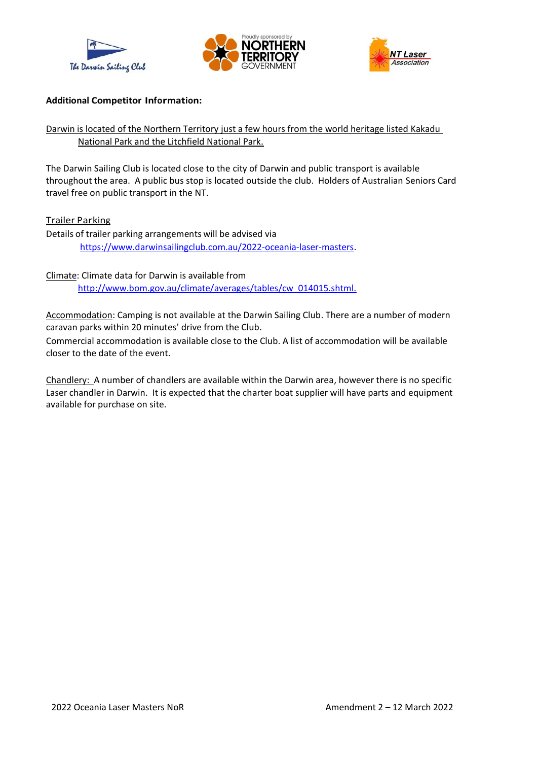**Additional Competitor Information:**

Darwin is located of the Northern Territory just a few hours from the world heritage listed Kakadu National Park and the Litchfield National Park.

The Darwin Sailing Club is located close to the city of Darwin and public transport is available throughout the area. A public bus stop is located outside the club. Holders of Australian Seniors Card travel free on public transport in the NT.

Trailer Parking

Details of trailer parking arrangements will be advised via https://www.darwinsailingclub.com.au/2022-oceania-laser-masters.

Climate: Climate data for Darwin is available from http://www.bom.gov.au/climate/averages/tables/cw_014015.shtml.

Accommodation: Camping is not available at the Darwin Sailing Club. There are a number of modern caravan parks within 20 minutes' drive from the Club.

Commercial accommodation is available close to the Club. A list of accommodation will be available closer to the date of the event.

Chandlery: A number of chandlers are available within the Darwin area, however there is no specific Laser chandler in Darwin. It is expected that the charter boat supplier will have parts and equipment available for purchase on site.